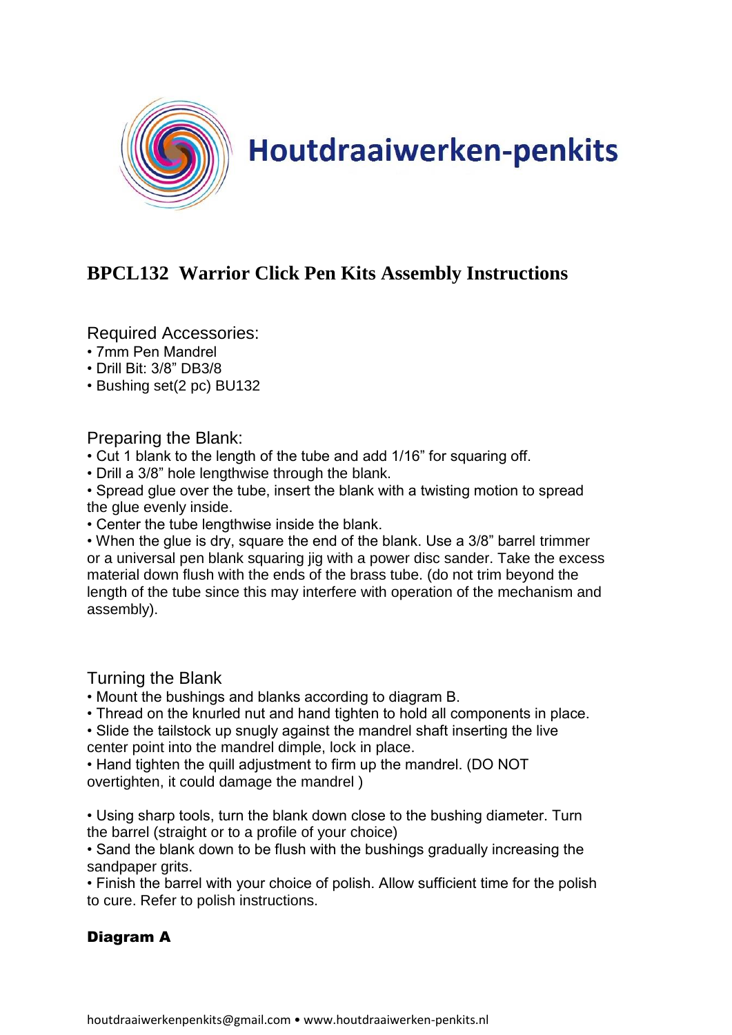# Houtdraaiwerken-penkits

## BPCL132 Warrior Click Pen Kits Assembly Instructions

### Required Accessories:

- 7mm Pen Mandrel
- Drill Bit: 3/8" DB3/8
- Bushing set(2 pc) BU132

### Preparing the Blank:

- Cut 1 blank to the length of the tube and add 1/16" for squaring off.
- Drill a 3/8" hole lengthwise through the blank.
- Spread glue over the tube, insert the blank with a twisting motion to spread the glue evenly inside.
- Center the tube lengthwise inside the blank.
- When the glue is dry, square the end of the blank. Use a 3/8" barrel trimmer or a universal pen blank squaring jig with a power disc sander. Take the excess material down flush with the ends of the brass tube. (do not trim beyond the length of the tube since this may interfere with operation of the mechanism and assembly).

### Turning the Blank

- Mount the bushings and blanks according to diagram B.
- Thread on the knurled nut and hand tighten to hold all components in place.
- Slide the tailstock up snugly against the mandrel shaft inserting the live center point into the mandrel dimple, lock in place.
- Hand tighten the quill adjustment to firm up the mandrel. (DO NOT overtighten, it could damage the mandrel )

- Using sharp tools, turn the blank down close to the bushing diameter. Turn the barrel (straight or to a profile of your choice)
- Sand the blank down to be flush with the bushings gradually increasing the sandpaper grits.
- Finish the barrel with your choice of polish. Allow sufficient time for the polish to cure. Refer to polish instructions.

**Diagram A**

houtdraaiwerkenpenkits@gmail.com • www.houtdraaiwerken-penkits.nl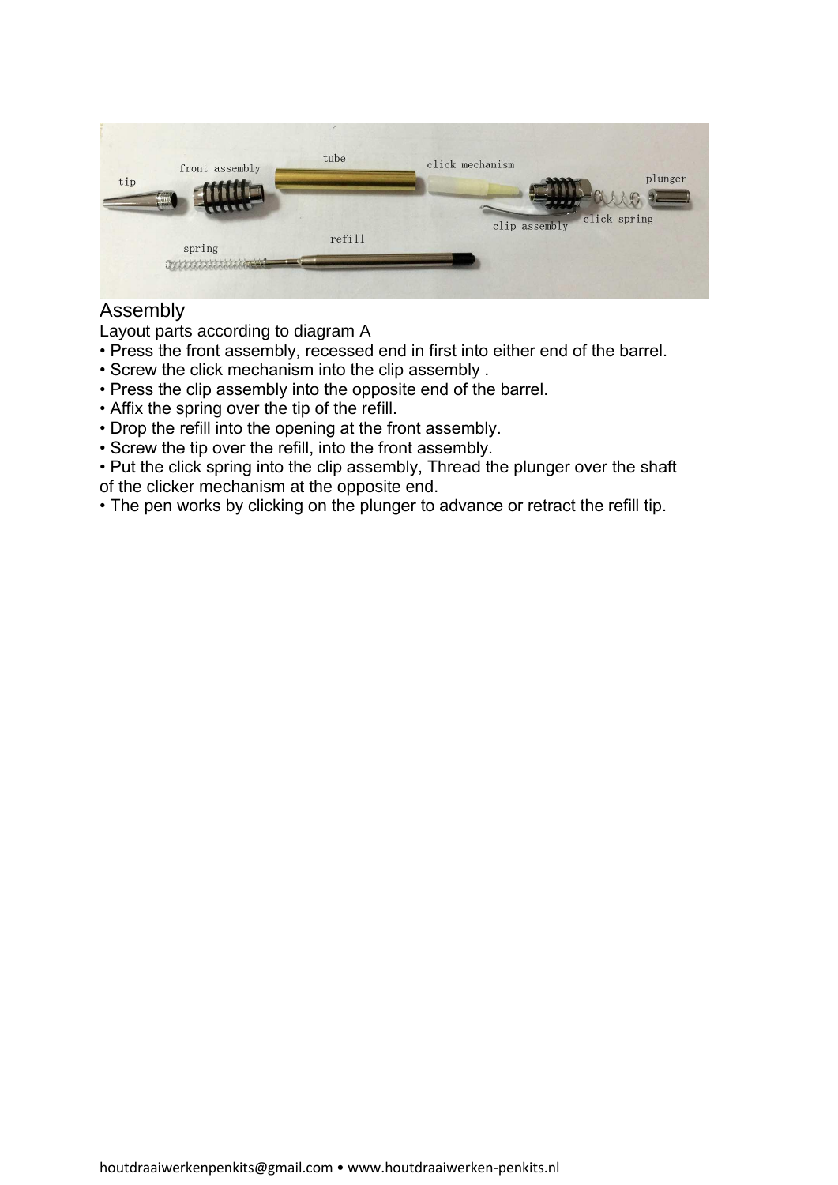## Assembly

Layout parts according to diagram A

- Press the front assembly, recessed end in first into either end of the barrel.
- Screw the click mechanism into the clip assembly .
- Press the clip assembly into the opposite end of the barrel.
- Affix the spring over the tip of the refill.
- Drop the refill into the opening at the front assembly.
- Screw the tip over the refill, into the front assembly.
- Put the click spring into the clip assembly, Thread the plunger over the shaft of the clicker mechanism at the opposite end.
- The pen works by clicking on the plunger to advance or retract the refill tip.

houtdraaiwerkenpenkits@gmail.com • www.houtdraaiwerken-penkits.nl